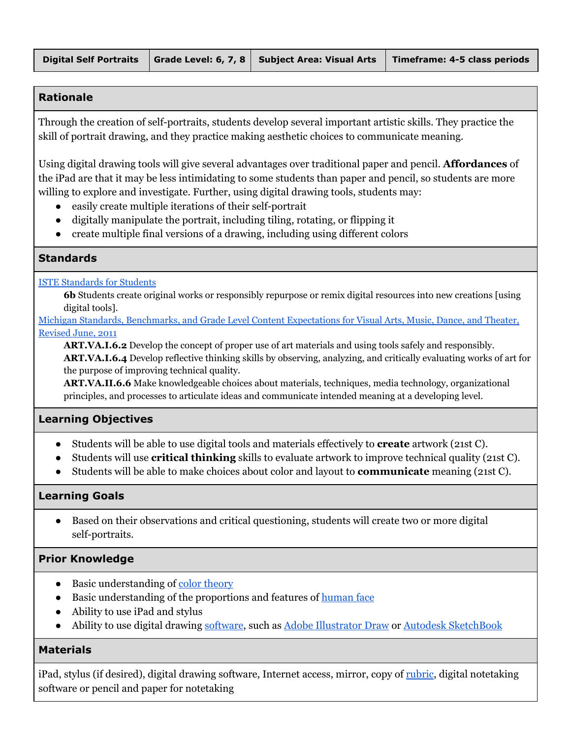| Digital Self Portraits | Grade Level: 6, 7, 8 | Subject Area: Visual Arts | Timeframe: 4-5 class periods |
|---|---|---|---|

## Rationale

Through the creation of self-portraits, students develop several important artistic skills. They practice the skill of portrait drawing, and they practice making aesthetic choices to communicate meaning.

Using digital drawing tools will give several advantages over traditional paper and pencil. **Affordances** of the iPad are that it may be less intimidating to some students than paper and pencil, so students are more willing to explore and investigate. Further, using digital drawing tools, students may:

- easily create multiple iterations of their self-portrait
- digitally manipulate the portrait, including tiling, rotating, or flipping it
- create multiple final versions of a drawing, including using different colors

## Standards

ISTE Standards for Students

**6b** Students create original works or responsibly repurpose or remix digital resources into new creations [using digital tools].

Michigan Standards, Benchmarks, and Grade Level Content Expectations for Visual Arts, Music, Dance, and Theater, Revised June, 2011

**ART.VA.I.6.2** Develop the concept of proper use of art materials and using tools safely and responsibly.

**ART.VA.I.6.4** Develop reflective thinking skills by observing, analyzing, and critically evaluating works of art for the purpose of improving technical quality.

**ART.VA.II.6.6** Make knowledgeable choices about materials, techniques, media technology, organizational principles, and processes to articulate ideas and communicate intended meaning at a developing level.

## Learning Objectives

- Students will be able to use digital tools and materials effectively to **create** artwork (21st C).
- Students will use **critical thinking** skills to evaluate artwork to improve technical quality (21st C).
- Students will be able to make choices about color and layout to **communicate** meaning (21st C).

## Learning Goals

- Based on their observations and critical questioning, students will create two or more digital self-portraits.

## Prior Knowledge

- Basic understanding of color theory
- Basic understanding of the proportions and features of human face
- Ability to use iPad and stylus
- Ability to use digital drawing software, such as Adobe Illustrator Draw or Autodesk SketchBook

## Materials

iPad, stylus (if desired), digital drawing software, Internet access, mirror, copy of rubric, digital notetaking software or pencil and paper for notetaking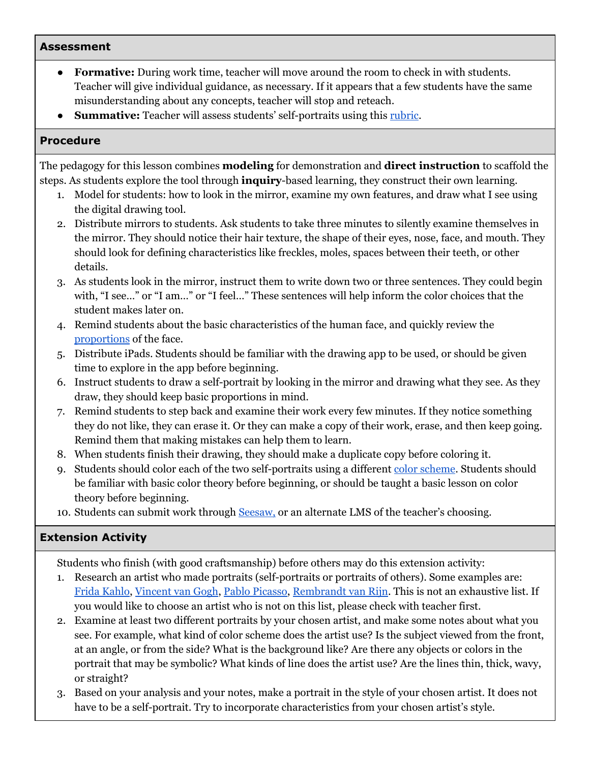## Assessment

- **Formative:** During work time, teacher will move around the room to check in with students. Teacher will give individual guidance, as necessary. If it appears that a few students have the same misunderstanding about any concepts, teacher will stop and reteach.
- **Summative:** Teacher will assess students' self-portraits using this rubric.

## Procedure

The pedagogy for this lesson combines **modeling** for demonstration and **direct instruction** to scaffold the steps. As students explore the tool through **inquiry**-based learning, they construct their own learning.

1. Model for students: how to look in the mirror, examine my own features, and draw what I see using the digital drawing tool.
2. Distribute mirrors to students. Ask students to take three minutes to silently examine themselves in the mirror. They should notice their hair texture, the shape of their eyes, nose, face, and mouth. They should look for defining characteristics like freckles, moles, spaces between their teeth, or other details.
3. As students look in the mirror, instruct them to write down two or three sentences. They could begin with, "I see…" or "I am…" or "I feel…" These sentences will help inform the color choices that the student makes later on.
4. Remind students about the basic characteristics of the human face, and quickly review the proportions of the face.
5. Distribute iPads. Students should be familiar with the drawing app to be used, or should be given time to explore in the app before beginning.
6. Instruct students to draw a self-portrait by looking in the mirror and drawing what they see. As they draw, they should keep basic proportions in mind.
7. Remind students to step back and examine their work every few minutes. If they notice something they do not like, they can erase it. Or they can make a copy of their work, erase, and then keep going. Remind them that making mistakes can help them to learn.
8. When students finish their drawing, they should make a duplicate copy before coloring it.
9. Students should color each of the two self-portraits using a different color scheme. Students should be familiar with basic color theory before beginning, or should be taught a basic lesson on color theory before beginning.
10. Students can submit work through Seesaw, or an alternate LMS of the teacher's choosing.

## Extension Activity

Students who finish (with good craftsmanship) before others may do this extension activity:

1. Research an artist who made portraits (self-portraits or portraits of others). Some examples are: Frida Kahlo, Vincent van Gogh, Pablo Picasso, Rembrandt van Rijn. This is not an exhaustive list. If you would like to choose an artist who is not on this list, please check with teacher first.
2. Examine at least two different portraits by your chosen artist, and make some notes about what you see. For example, what kind of color scheme does the artist use? Is the subject viewed from the front, at an angle, or from the side? What is the background like? Are there any objects or colors in the portrait that may be symbolic? What kinds of line does the artist use? Are the lines thin, thick, wavy, or straight?
3. Based on your analysis and your notes, make a portrait in the style of your chosen artist. It does not have to be a self-portrait. Try to incorporate characteristics from your chosen artist's style.